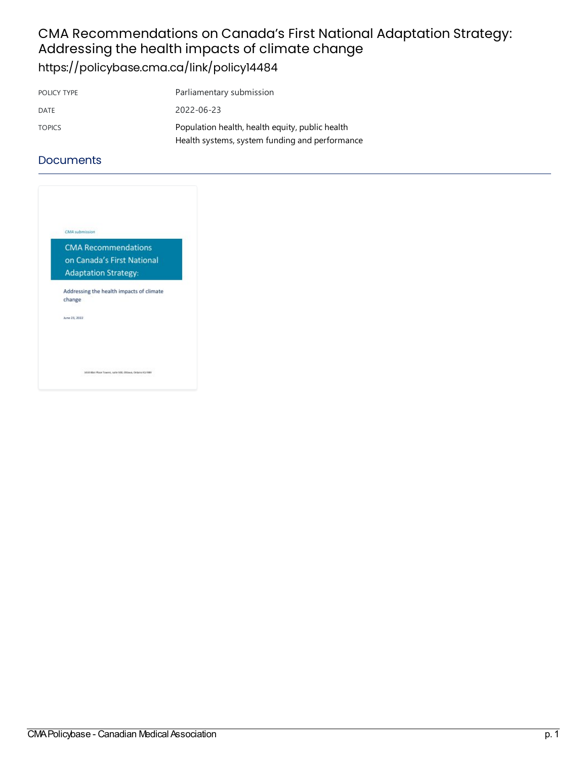# CMA Recommendations on Canada's First National Adaptation Strategy: Addressing the health impacts of climate change

https://policybase.cma.ca/link/policy14484

| | |
|---|---|
| POLICY TYPE | Parliamentary submission |
| DATE | 2022-06-23 |
| TOPICS | Population health, health equity, public health<br>Health systems, system funding and performance |

## Documents

CMA submission

CMA Recommendations on Canada's First National Adaptation Strategy:

Addressing the health impacts of climate change

June 23, 2022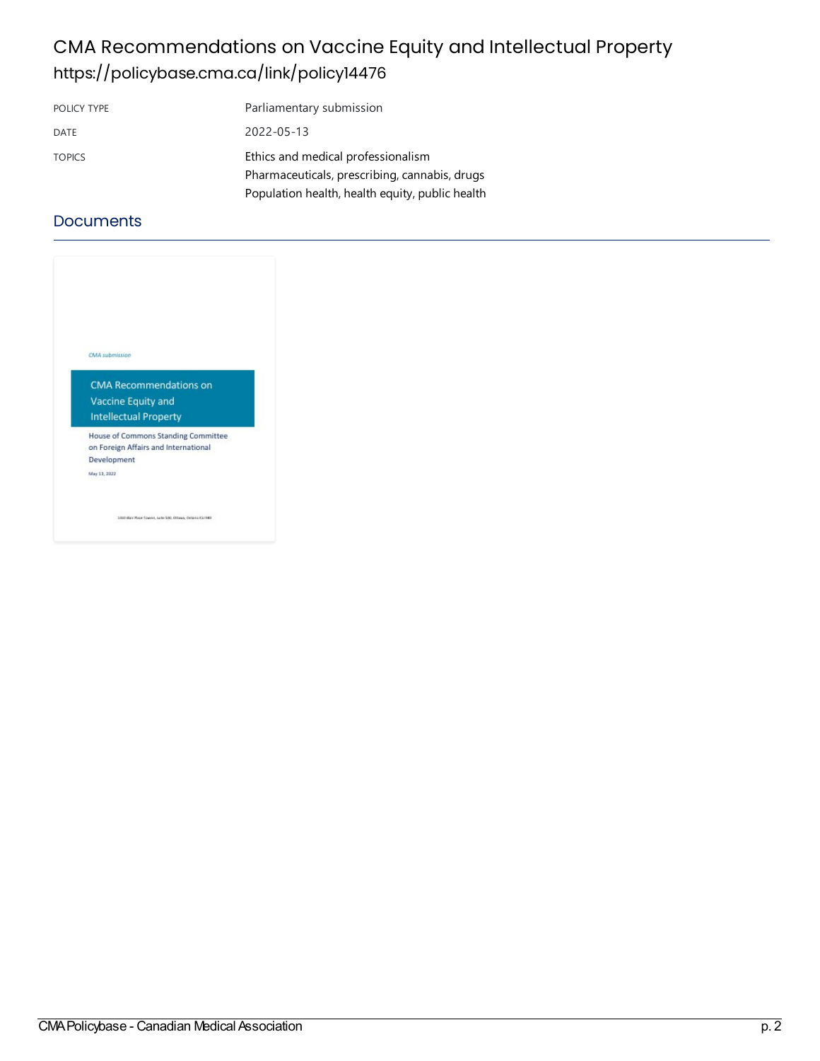# CMA Recommendations on Vaccine Equity and Intellectual Property

https://policybase.cma.ca/link/policy14476

| | |
|---|---|
| POLICY TYPE | Parliamentary submission |
| DATE | 2022-05-13 |
| TOPICS | Ethics and medical professionalism<br>Pharmaceuticals, prescribing, cannabis, drugs<br>Population health, health equity, public health |

## Documents

*CMA submission*

CMA Recommendations on Vaccine Equity and Intellectual Property

House of Commons Standing Committee on Foreign Affairs and International Development

May 13, 2022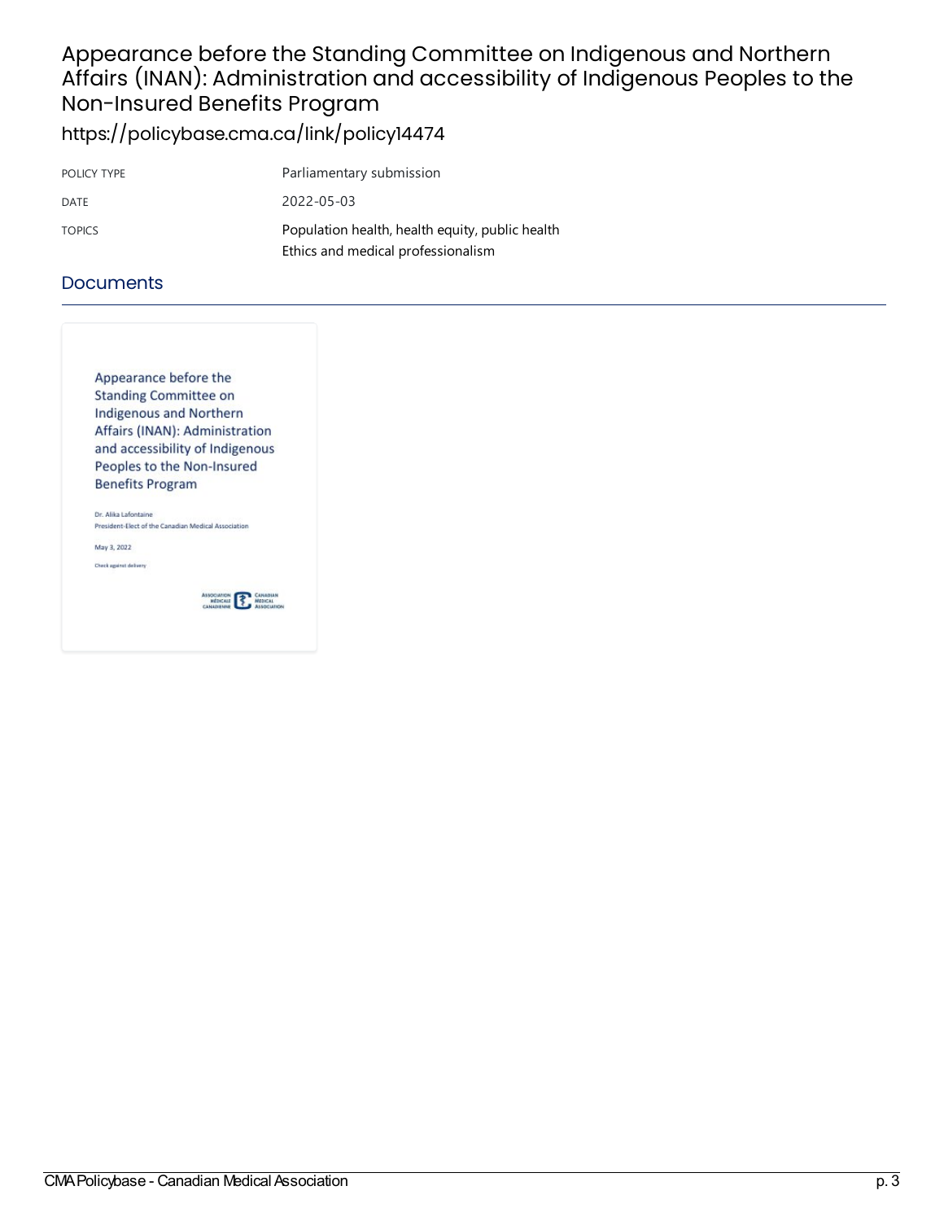# Appearance before the Standing Committee on Indigenous and Northern Affairs (INAN): Administration and accessibility of Indigenous Peoples to the Non-Insured Benefits Program

https://policybase.cma.ca/link/policy14474

| POLICY TYPE | Parliamentary submission |
| --- | --- |
| DATE | 2022-05-03 |
| TOPICS | Population health, health equity, public health<br>Ethics and medical professionalism |

## Documents

Appearance before the Standing Committee on Indigenous and Northern Affairs (INAN): Administration and accessibility of Indigenous Peoples to the Non-Insured Benefits Program

Dr. Alika Lafontaine
President-Elect of the Canadian Medical Association

May 3, 2022

Check against delivery

ASSOCIATION MÉDICALE CANADIENNE | CANADIAN MEDICAL ASSOCIATION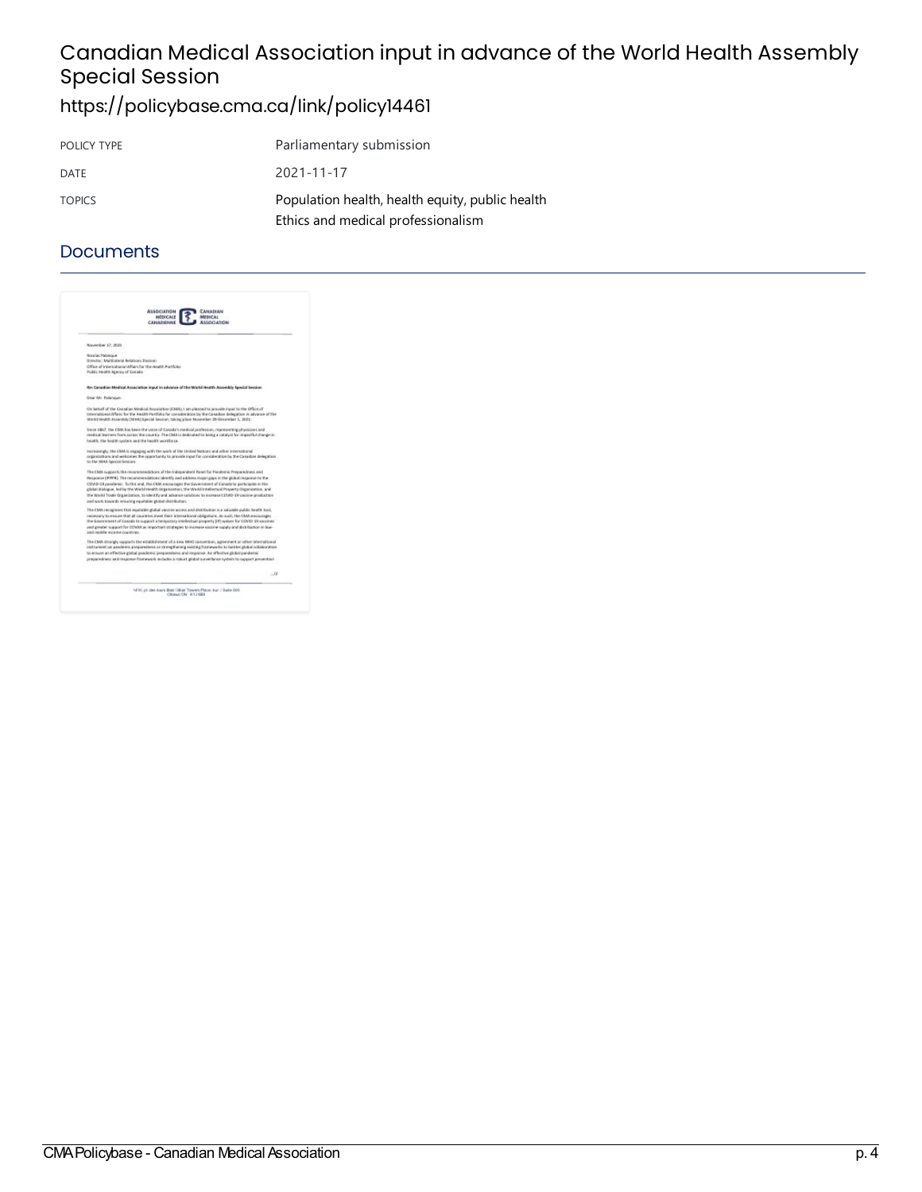# Canadian Medical Association input in advance of the World Health Assembly Special Session

https://policybase.cma.ca/link/policy14461

| | |
|---|---|
| POLICY TYPE | Parliamentary submission |
| DATE | 2021-11-17 |
| TOPICS | Population health, health equity, public health<br>Ethics and medical professionalism |

## Documents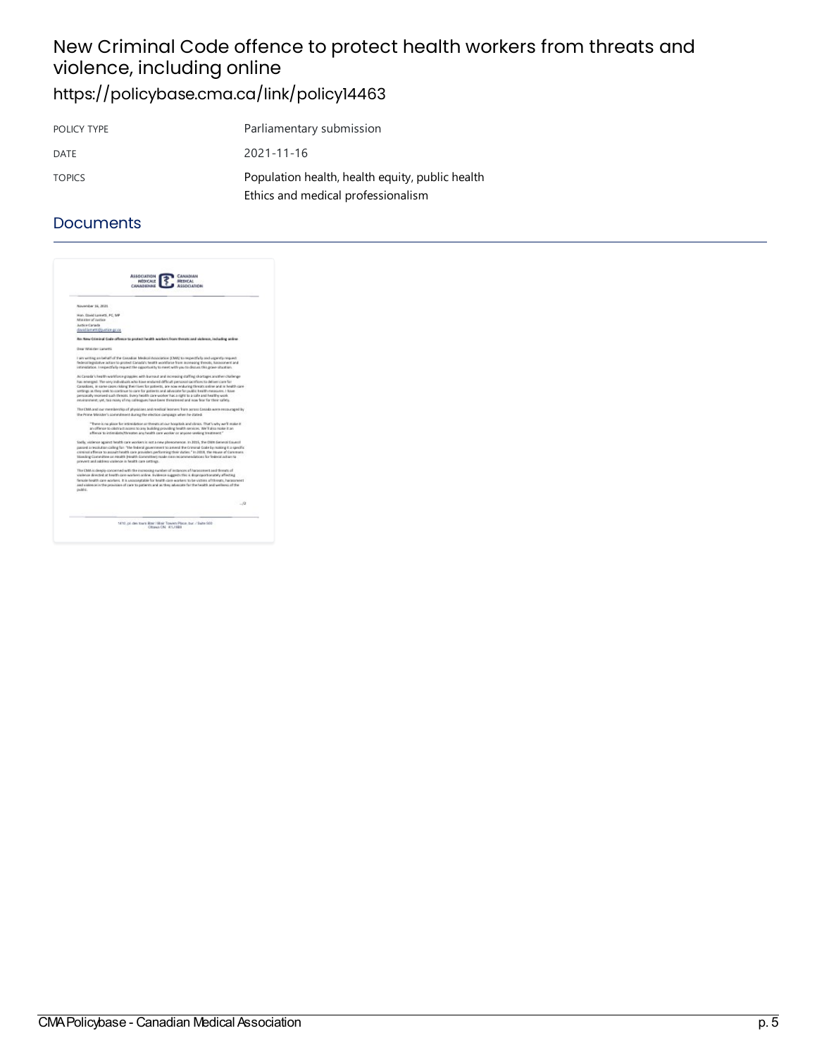# New Criminal Code offence to protect health workers from threats and violence, including online

https://policybase.cma.ca/link/policy14463

| POLICY TYPE | Parliamentary submission |
|---|---|
| DATE | 2021-11-16 |
| TOPICS | Population health, health equity, public health<br>Ethics and medical professionalism |

## Documents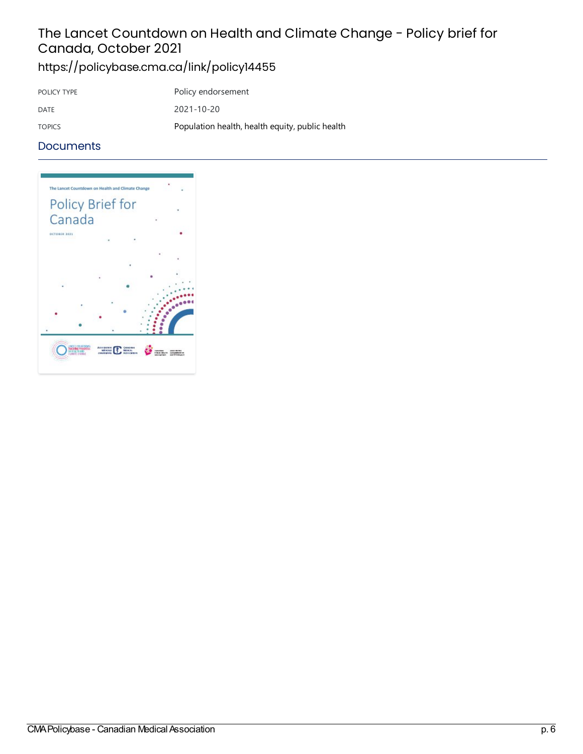# The Lancet Countdown on Health and Climate Change - Policy brief for Canada, October 2021

https://policybase.cma.ca/link/policy14455

| POLICY TYPE | Policy endorsement |
| --- | --- |
| DATE | 2021-10-20 |
| TOPICS | Population health, health equity, public health |

## Documents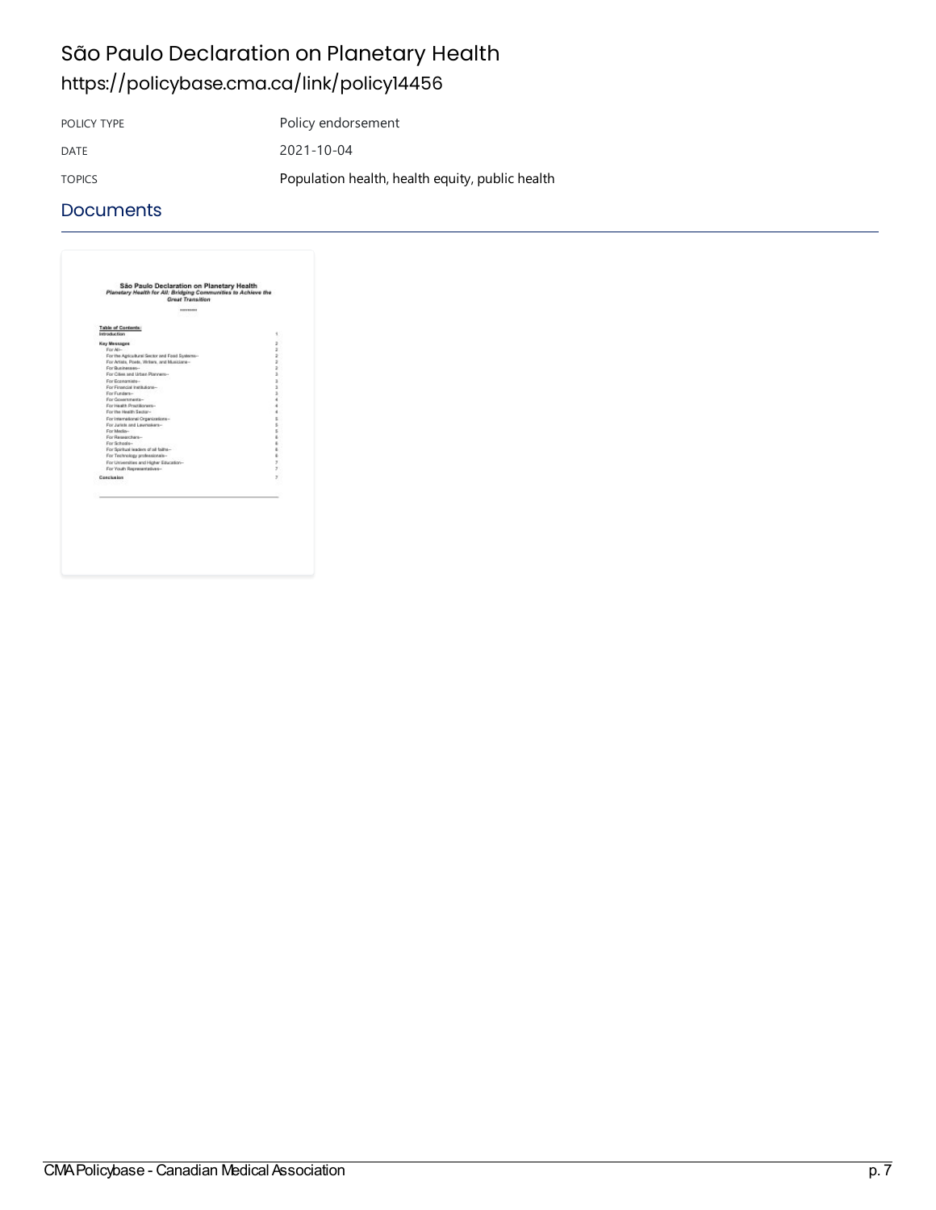# São Paulo Declaration on Planetary Health

https://policybase.cma.ca/link/policy14456

| | |
|---|---|
| POLICY TYPE | Policy endorsement |
| DATE | 2021-10-04 |
| TOPICS | Population health, health equity, public health |

## Documents

São Paulo Declaration on Planetary Health
*Planetary Health for All: Bridging Communities to Achieve the Great Transition*

**Table of Contents:**

| | |
|---|---|
| **Introduction** | 1 |
| **Key Messages** | 2 |
| For All– | 2 |
| For the Agricultural Sector and Food Systems– | 2 |
| For Artists, Poets, Writers, and Musicians– | 2 |
| For Businesses– | 2 |
| For Cities and Urban Planners– | 3 |
| For Economists– | 3 |
| For Financial Institutions– | 3 |
| For Funders– | 3 |
| For Governments– | 4 |
| For Health Practitioners– | 4 |
| For the Health Sector– | 4 |
| For International Organizations– | 5 |
| For Jurists and Lawmakers– | 5 |
| For Media– | 5 |
| For Researchers– | 6 |
| For Schools– | 6 |
| For Spiritual leaders of all faiths– | 6 |
| For Technology professionals– | 6 |
| For Universities and Higher Education– | 7 |
| For Youth Representatives– | 7 |
| **Conclusion** | 7 |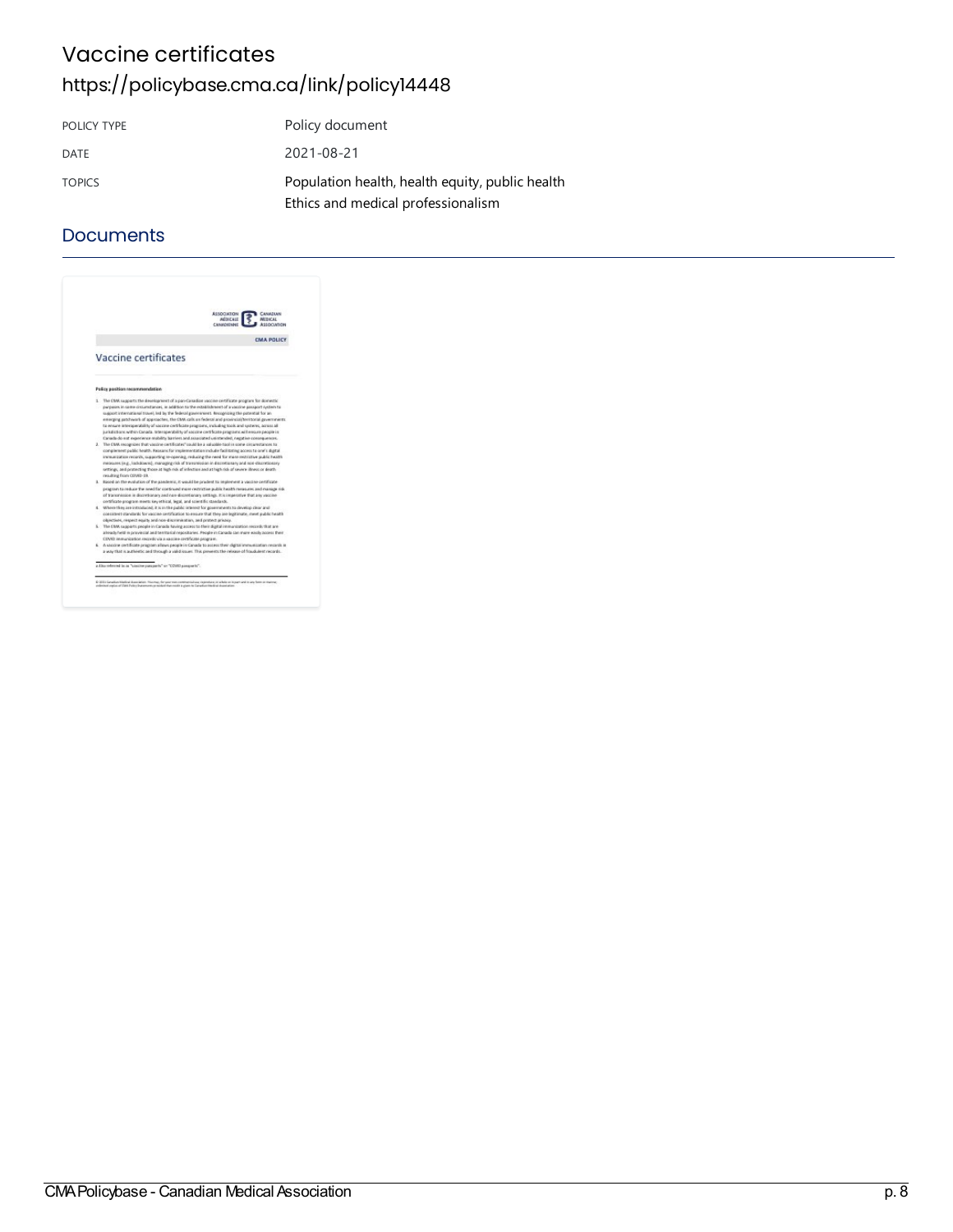# Vaccine certificates

https://policybase.cma.ca/link/policy14448

| POLICY TYPE | Policy document |
| --- | --- |
| DATE | 2021-08-21 |
| TOPICS | Population health, health equity, public health<br>Ethics and medical professionalism |

## Documents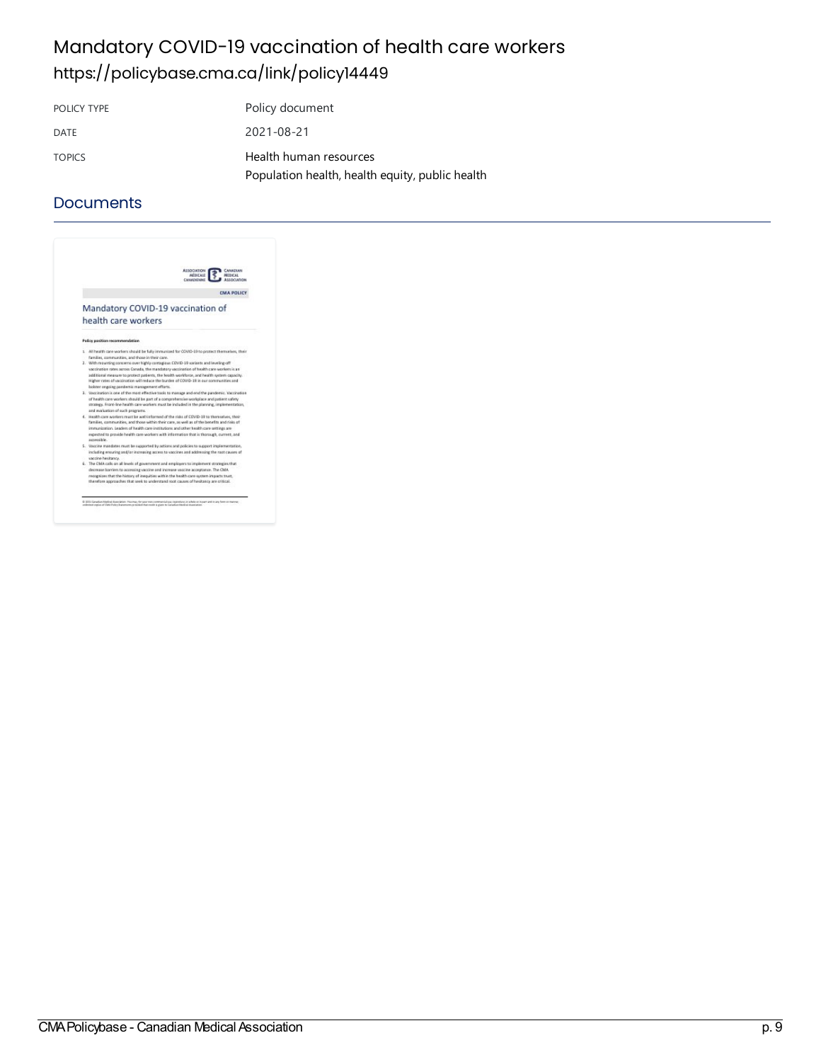# Mandatory COVID-19 vaccination of health care workers

https://policybase.cma.ca/link/policy14449

| | |
|---|---|
| POLICY TYPE | Policy document |
| DATE | 2021-08-21 |
| TOPICS | Health human resources<br>Population health, health equity, public health |

## Documents

CMA POLICY

Mandatory COVID-19 vaccination of health care workers

**Policy position recommendation**

1. All health care workers should be fully immunized for COVID-19 to protect themselves, their families, communities, and those in their care.
2. With mounting concerns over highly contagious COVID-19 variants and leveling-off vaccination rates across Canada, the mandatory vaccination of health care workers is an additional measure to protect patients, the health workforce, and health system capacity. Higher rates of vaccination will reduce the burden of COVID-19 in our communities and bolster ongoing pandemic management efforts.
3. Vaccination is one of the most effective tools to manage and end the pandemic. Vaccination of health care workers should be part of a comprehensive workplace and patient safety strategy. Front-line health care workers must be included in the planning, implementation, and evaluation of such programs.
4. Health care workers must be well-informed of the risks of COVID-19 to themselves, their families, communities, and those within their care, as well as of the benefits and risks of immunization. Leaders of health care institutions and other health care settings are expected to provide health care workers with information that is thorough, current, and accessible.
5. Vaccine mandates must be supported by actions and policies to support implementation, including ensuring and/or increasing access to vaccines and addressing the root causes of vaccine hesitancy.
6. The CMA calls on all levels of government and employers to implement strategies that decrease barriers to accessing vaccine and increase vaccine acceptance. The CMA recognizes that the history of inequities within the health care system impacts trust, therefore approaches that seek to understand root causes of hesitancy are critical.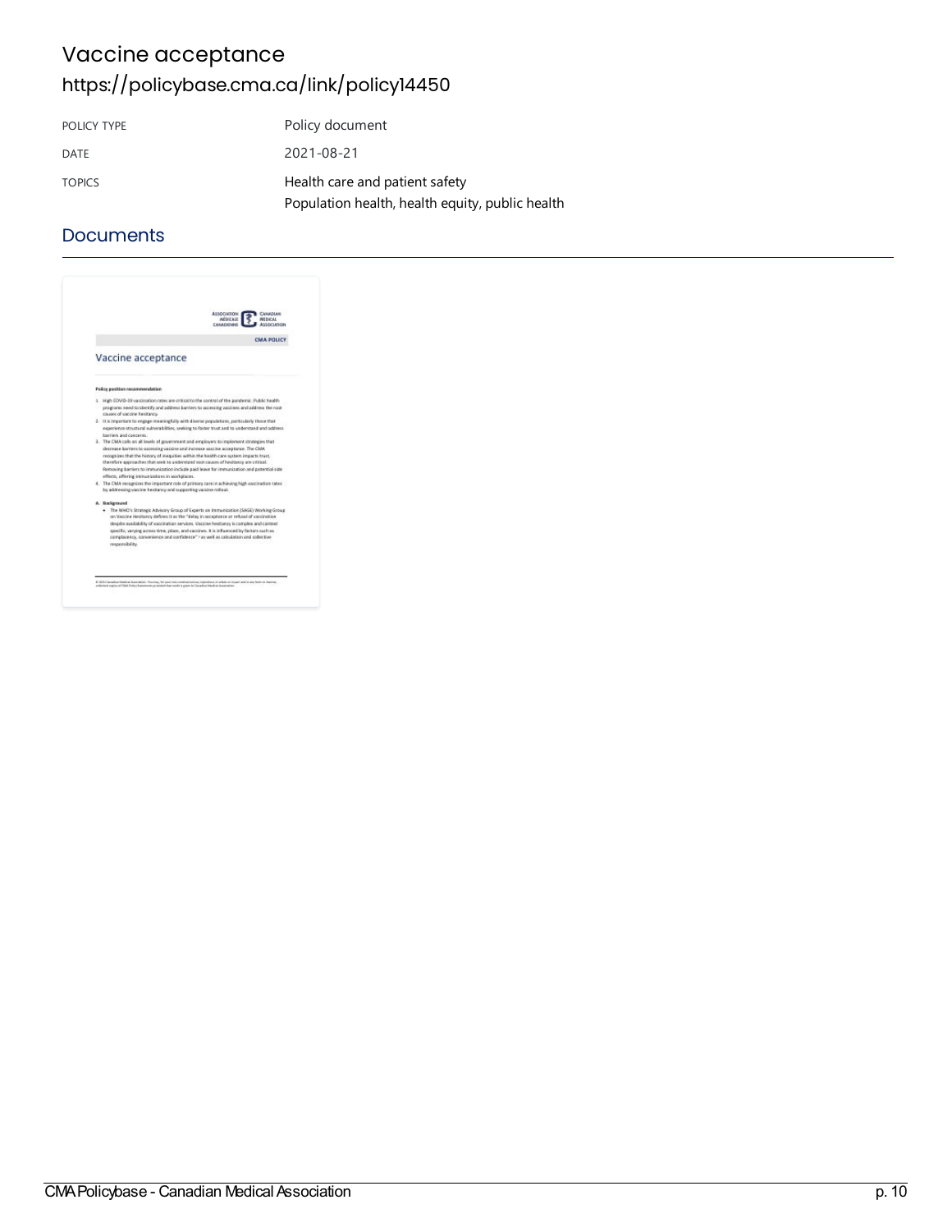# Vaccine acceptance

https://policybase.cma.ca/link/policy14450

| POLICY TYPE | Policy document |
| --- | --- |
| DATE | 2021-08-21 |
| TOPICS | Health care and patient safety<br>Population health, health equity, public health |

## Documents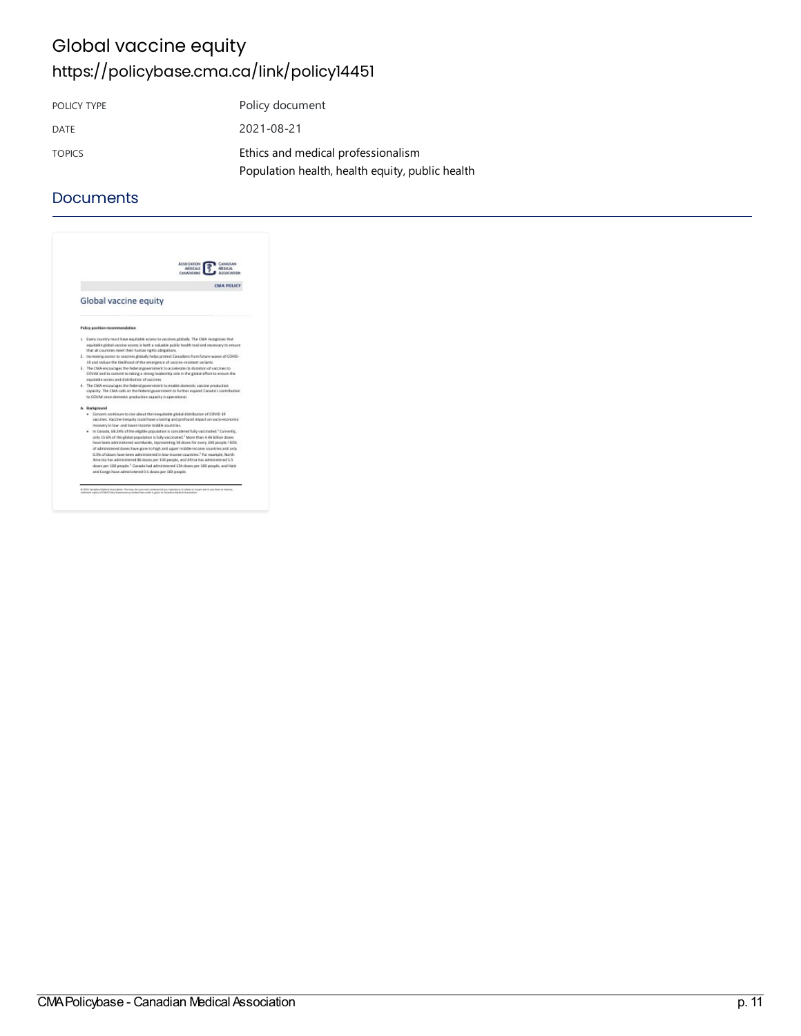# Global vaccine equity

https://policybase.cma.ca/link/policy14451

| POLICY TYPE | Policy document |
| --- | --- |
| DATE | 2021-08-21 |
| TOPICS | Ethics and medical professionalism<br>Population health, health equity, public health |

## Documents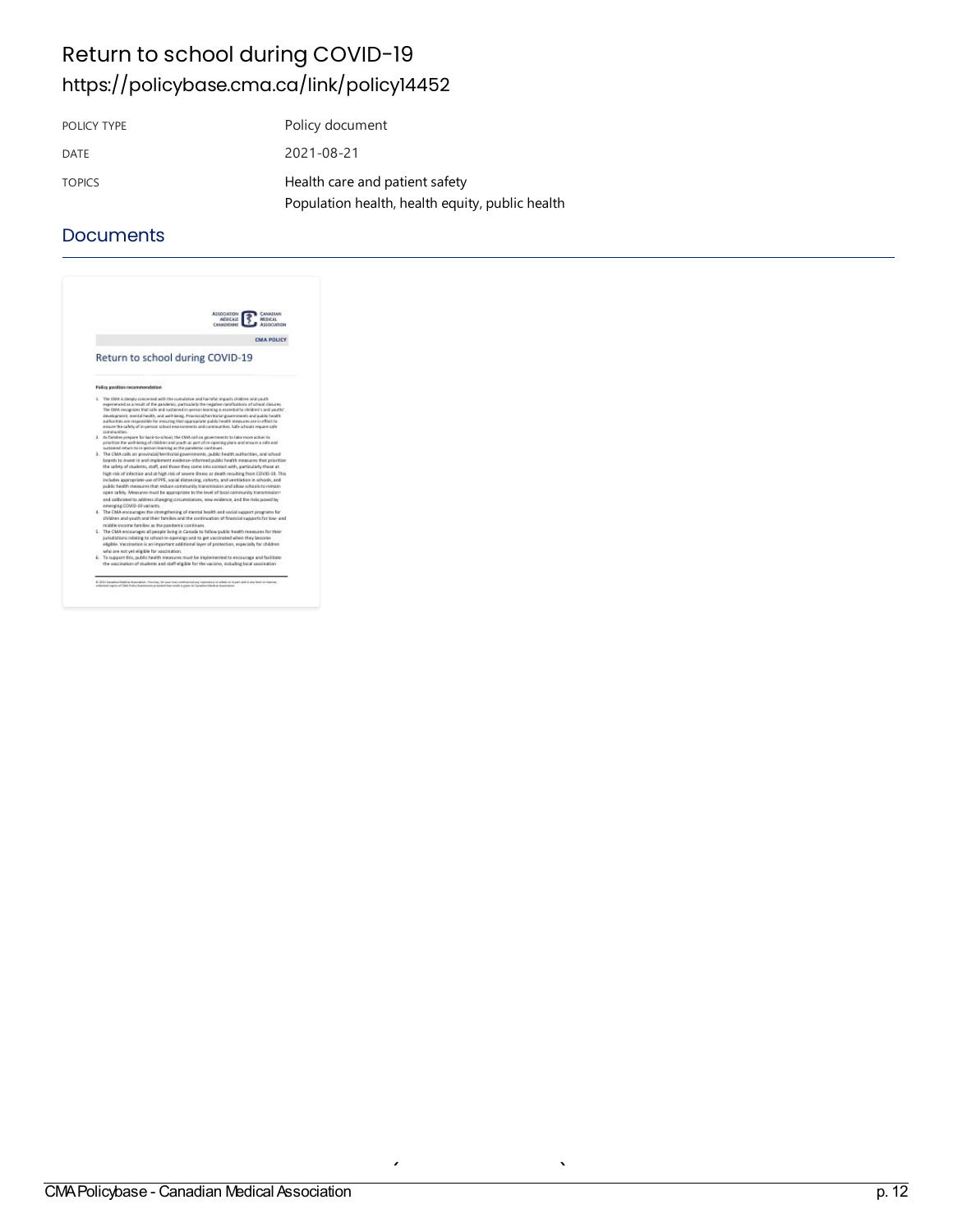# Return to school during COVID-19

https://policybase.cma.ca/link/policy14452

| POLICY TYPE | Policy document |
| --- | --- |
| DATE | 2021-08-21 |
| TOPICS | Health care and patient safety<br>Population health, health equity, public health |

## Documents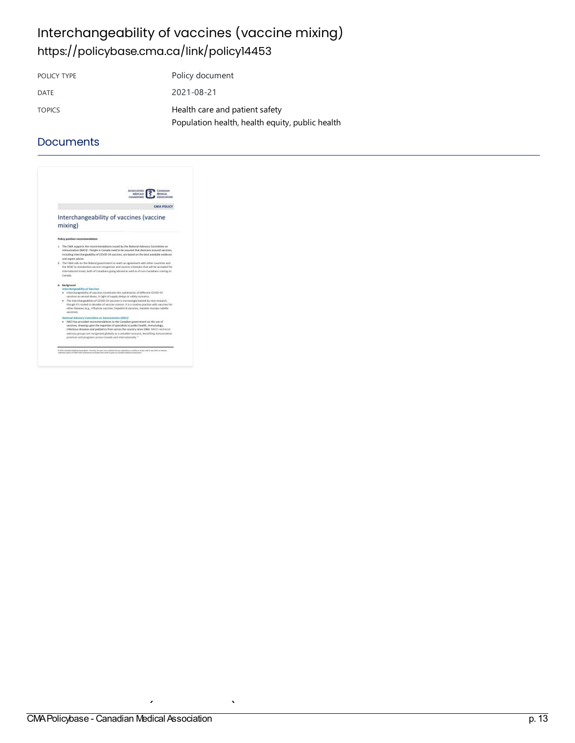# Interchangeability of vaccines (vaccine mixing)

https://policybase.cma.ca/link/policy14453

| POLICY TYPE | Policy document |
| --- | --- |
| DATE | 2021-08-21 |
| TOPICS | Health care and patient safety<br>Population health, health equity, public health |

## Documents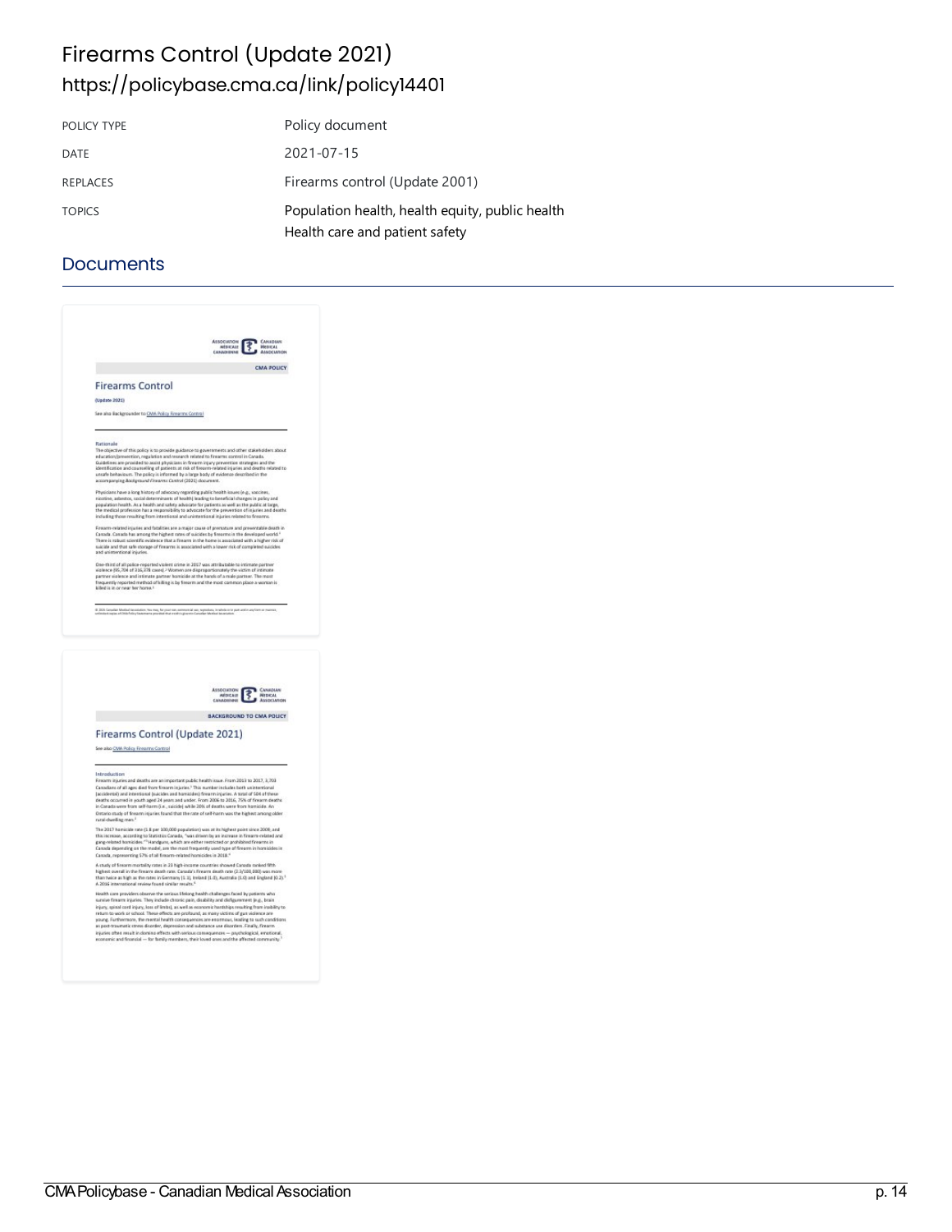# Firearms Control (Update 2021)

https://policybase.cma.ca/link/policy14401

| | |
|---|---|
| POLICY TYPE | Policy document |
| DATE | 2021-07-15 |
| REPLACES | Firearms control (Update 2001) |
| TOPICS | Population health, health equity, public health<br>Health care and patient safety |

## Documents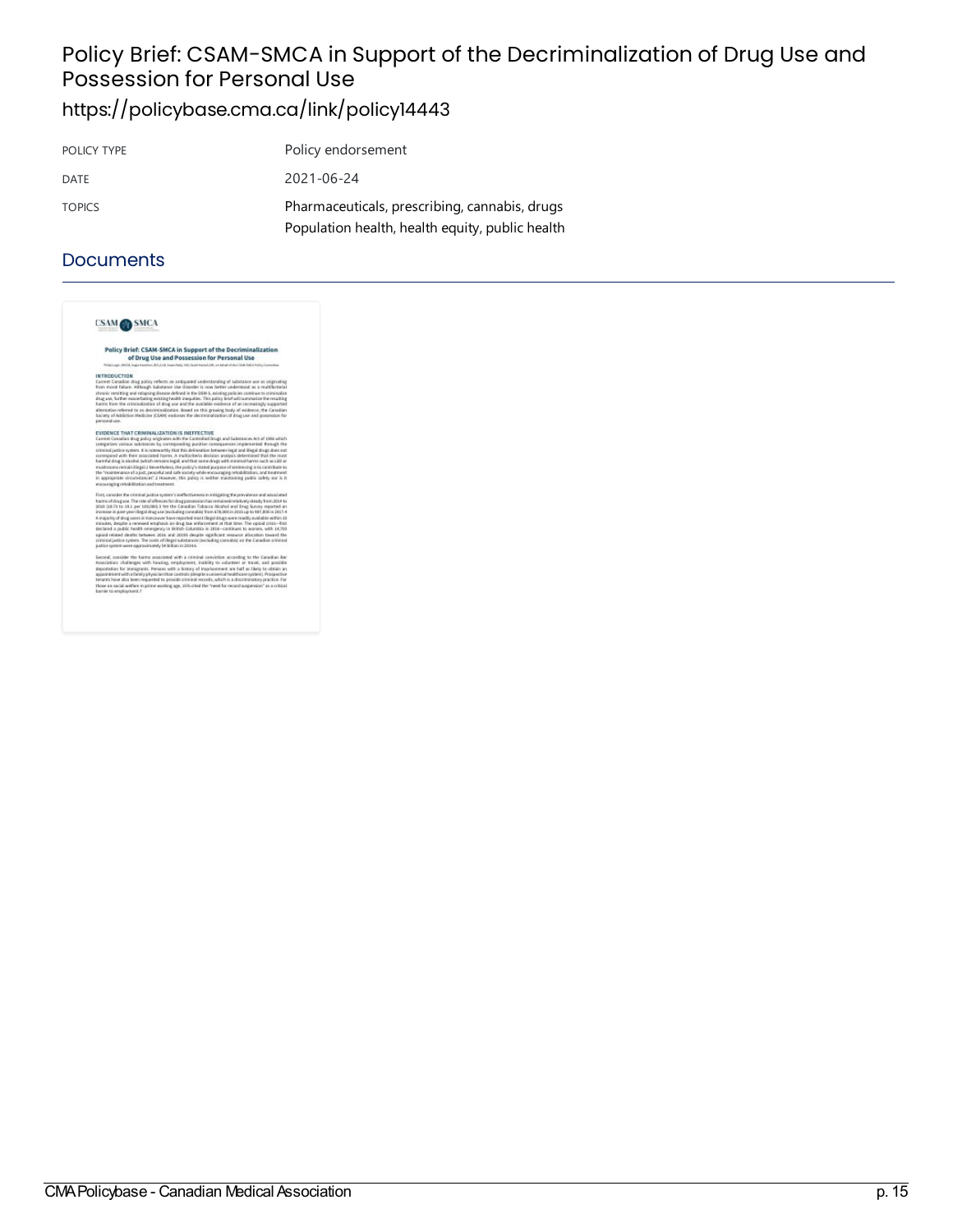# Policy Brief: CSAM-SMCA in Support of the Decriminalization of Drug Use and Possession for Personal Use

https://policybase.cma.ca/link/policy14443

| POLICY TYPE | Policy endorsement |
| --- | --- |
| DATE | 2021-06-24 |
| TOPICS | Pharmaceuticals, prescribing, cannabis, drugs<br>Population health, health equity, public health |

## Documents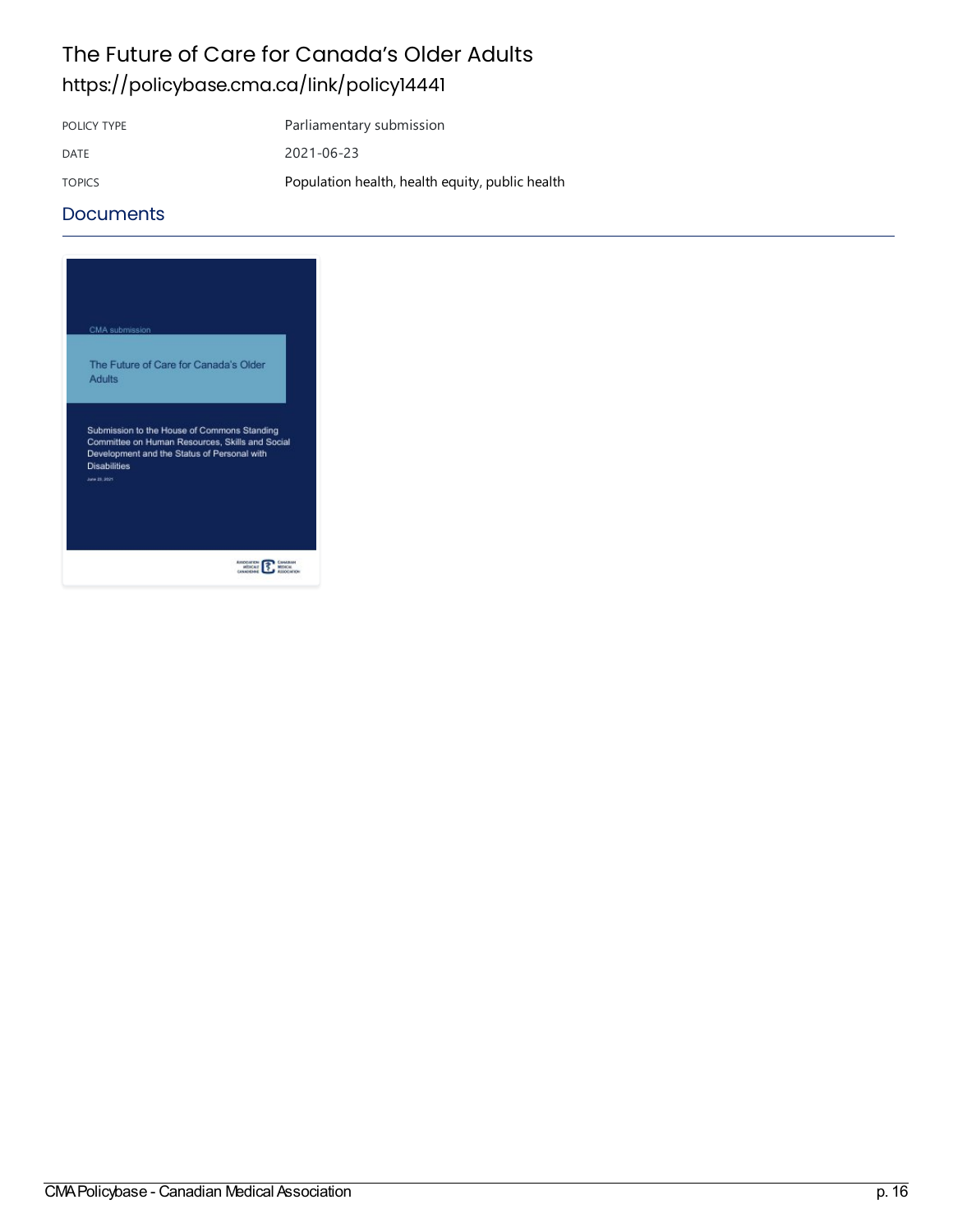# The Future of Care for Canada's Older Adults

https://policybase.cma.ca/link/policy14441

| | |
|---|---|
| POLICY TYPE | Parliamentary submission |
| DATE | 2021-06-23 |
| TOPICS | Population health, health equity, public health |

## Documents

CMA submission

The Future of Care for Canada's Older Adults

Submission to the House of Commons Standing Committee on Human Resources, Skills and Social Development and the Status of Personal with Disabilities

June 23, 2021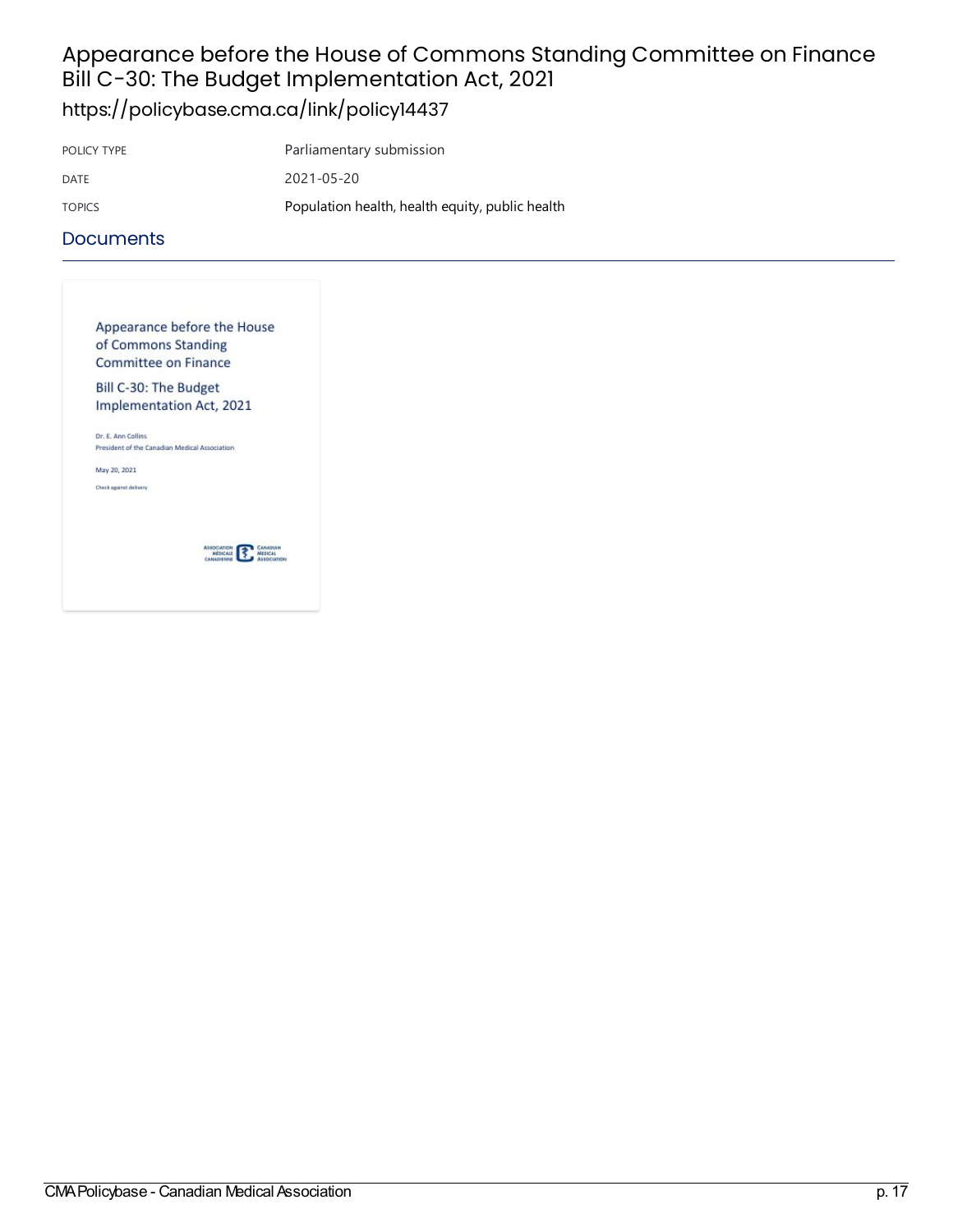# Appearance before the House of Commons Standing Committee on Finance Bill C-30: The Budget Implementation Act, 2021

https://policybase.cma.ca/link/policy14437

| | |
|---|---|
| POLICY TYPE | Parliamentary submission |
| DATE | 2021-05-20 |
| TOPICS | Population health, health equity, public health |

## Documents

Appearance before the House of Commons Standing Committee on Finance

Bill C-30: The Budget Implementation Act, 2021

Dr. E. Ann Collins
President of the Canadian Medical Association

May 20, 2021

Check against delivery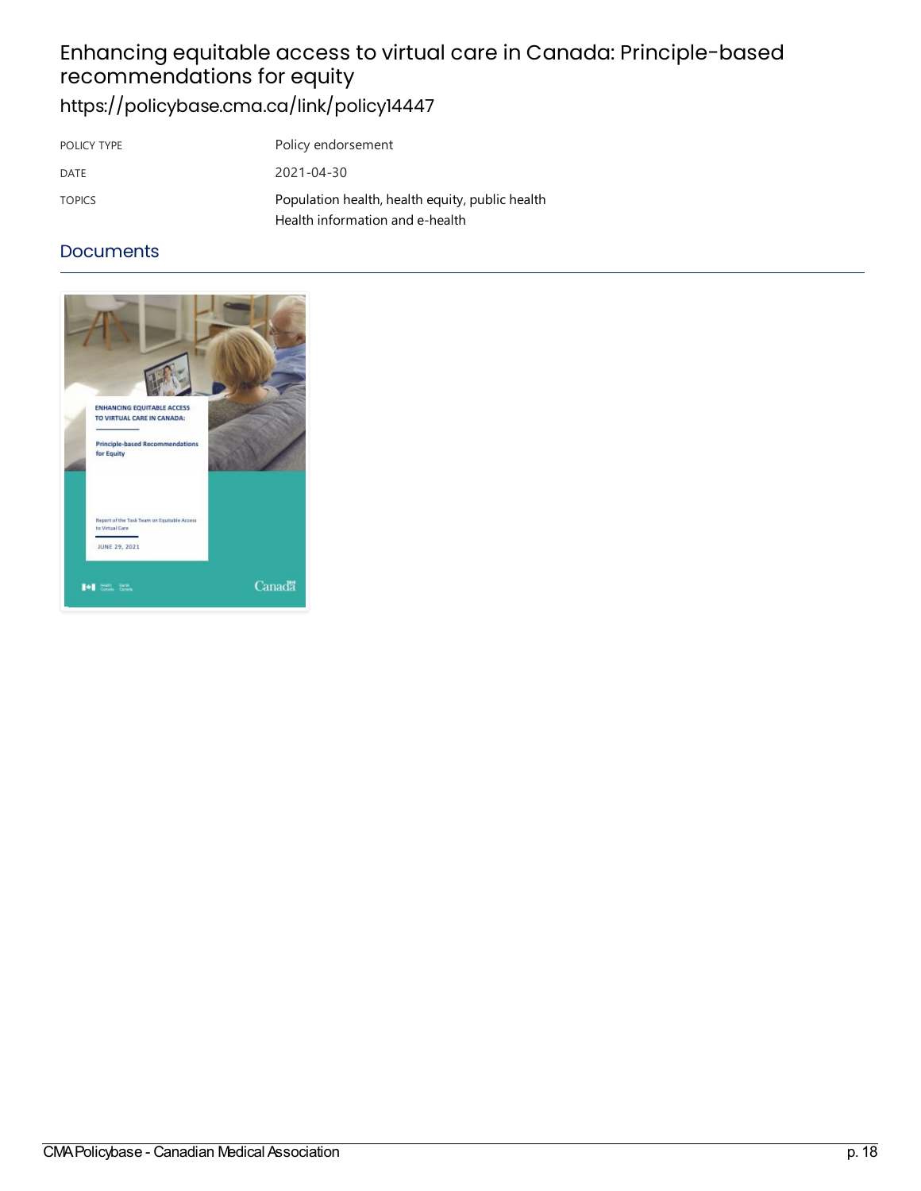# Enhancing equitable access to virtual care in Canada: Principle-based recommendations for equity

https://policybase.cma.ca/link/policy14447

| | |
|---|---|
| POLICY TYPE | Policy endorsement |
| DATE | 2021-04-30 |
| TOPICS | Population health, health equity, public health<br>Health information and e-health |

## Documents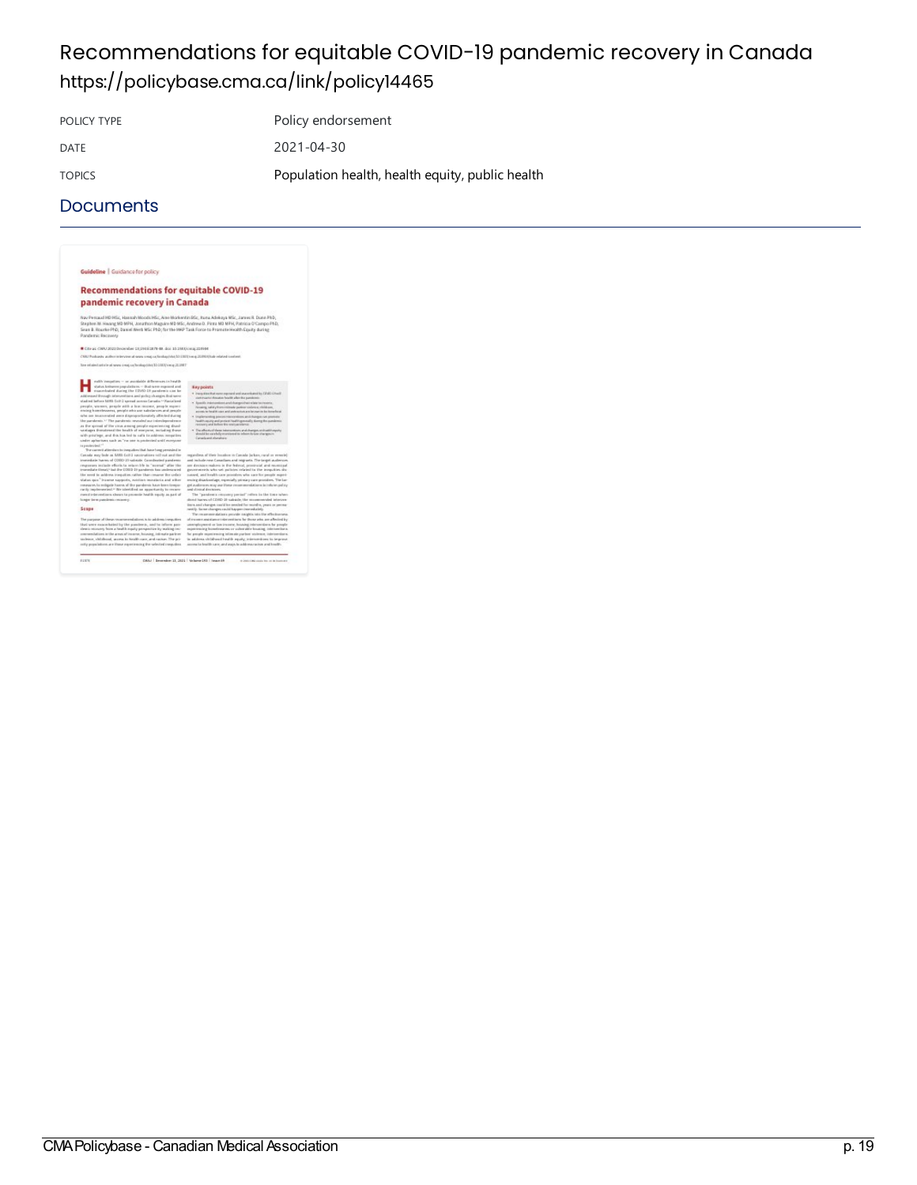# Recommendations for equitable COVID-19 pandemic recovery in Canada

https://policybase.cma.ca/link/policy14465

| | |
|---|---|
| POLICY TYPE | Policy endorsement |
| DATE | 2021-04-30 |
| TOPICS | Population health, health equity, public health |

## Documents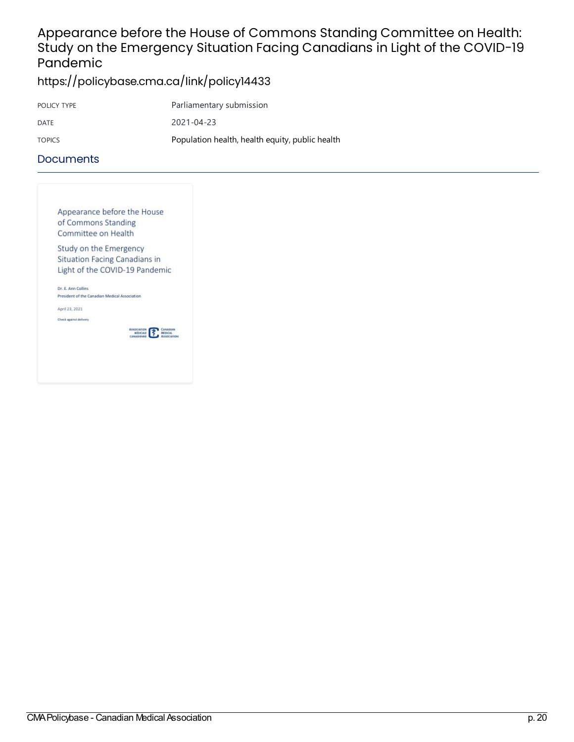# Appearance before the House of Commons Standing Committee on Health: Study on the Emergency Situation Facing Canadians in Light of the COVID-19 Pandemic

https://policybase.cma.ca/link/policy14433

| | |
|---|---|
| POLICY TYPE | Parliamentary submission |
| DATE | 2021-04-23 |
| TOPICS | Population health, health equity, public health |

## Documents

Appearance before the House of Commons Standing Committee on Health

Study on the Emergency Situation Facing Canadians in Light of the COVID-19 Pandemic

Dr. E. Ann Collins

President of the Canadian Medical Association

April 23, 2021

Check against delivery

Association Médicale Canadienne · Canadian Medical Association